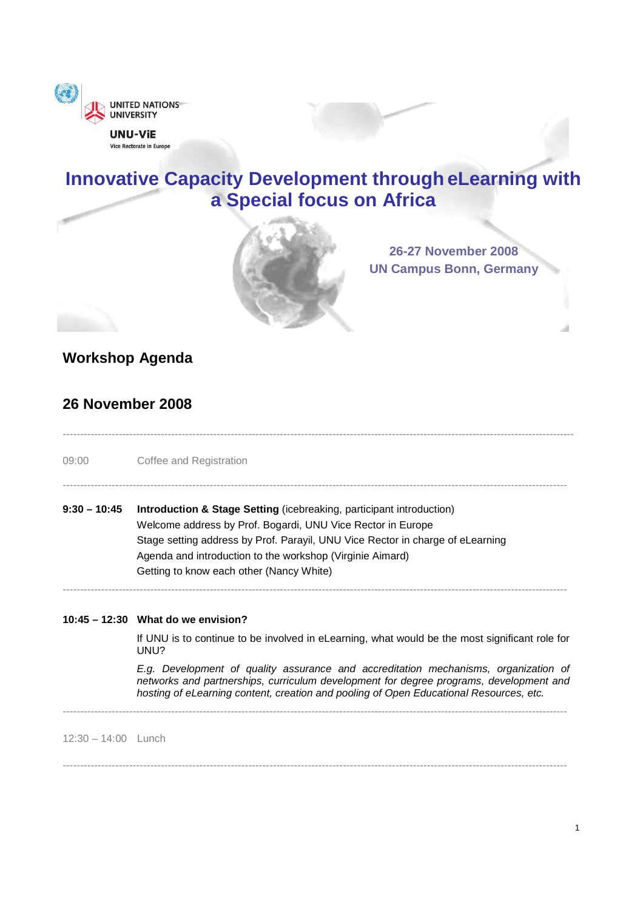UNITED NATIONS UNIVERSITY

UNU-ViE

Vice Rectorate in Europe

# Innovative Capacity Development through eLearning with a Special focus on Africa

26-27 November 2008
UN Campus Bonn, Germany

## Workshop Agenda

## 26 November 2008

---

09:00 Coffee and Registration

---

**9:30 – 10:45** **Introduction & Stage Setting** (icebreaking, participant introduction)

Welcome address by Prof. Bogardi, UNU Vice Rector in Europe
Stage setting address by Prof. Parayil, UNU Vice Rector in charge of eLearning
Agenda and introduction to the workshop (Virginie Aimard)
Getting to know each other (Nancy White)

---

**10:45 – 12:30** **What do we envision?**

If UNU is to continue to be involved in eLearning, what would be the most significant role for UNU?

*E.g. Development of quality assurance and accreditation mechanisms, organization of networks and partnerships, curriculum development for degree programs, development and hosting of eLearning content, creation and pooling of Open Educational Resources, etc.*

---

12:30 – 14:00 Lunch

---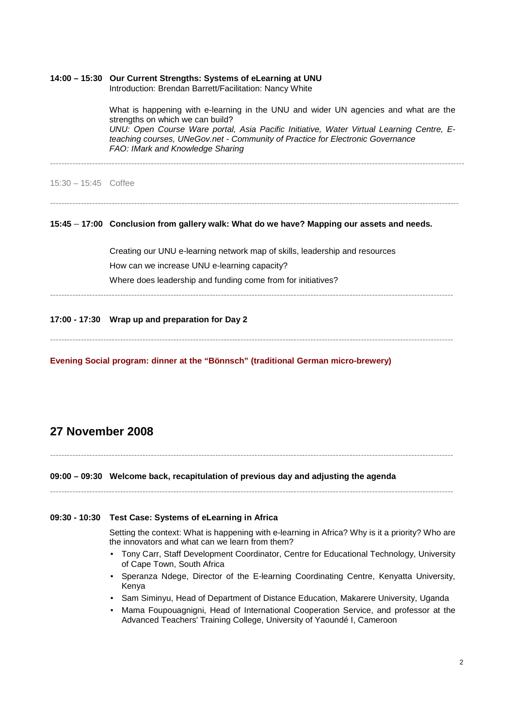**14:00 – 15:30 Our Current Strengths: Systems of eLearning at UNU**

Introduction: Brendan Barrett/Facilitation: Nancy White

What is happening with e-learning in the UNU and wider UN agencies and what are the strengths on which we can build?

*UNU: Open Course Ware portal, Asia Pacific Initiative, Water Virtual Learning Centre, E-teaching courses, UNeGov.net - Community of Practice for Electronic Governance*

*FAO: IMark and Knowledge Sharing*

---

15:30 – 15:45 Coffee

---

**15:45 – 17:00 Conclusion from gallery walk: What do we have? Mapping our assets and needs.**

Creating our UNU e-learning network map of skills, leadership and resources

How can we increase UNU e-learning capacity?

Where does leadership and funding come from for initiatives?

---

**17:00 - 17:30 Wrap up and preparation for Day 2**

---

**Evening Social program: dinner at the "Bönnsch" (traditional German micro-brewery)**

## 27 November 2008

---

**09:00 – 09:30 Welcome back, recapitulation of previous day and adjusting the agenda**

---

**09:30 - 10:30 Test Case: Systems of eLearning in Africa**

Setting the context: What is happening with e-learning in Africa? Why is it a priority? Who are the innovators and what can we learn from them?

- Tony Carr, Staff Development Coordinator, Centre for Educational Technology, University of Cape Town, South Africa
- Speranza Ndege, Director of the E-learning Coordinating Centre, Kenyatta University, Kenya
- Sam Siminyu, Head of Department of Distance Education, Makarere University, Uganda
- Mama Foupouagnigni, Head of International Cooperation Service, and professor at the Advanced Teachers' Training College, University of Yaoundé I, Cameroon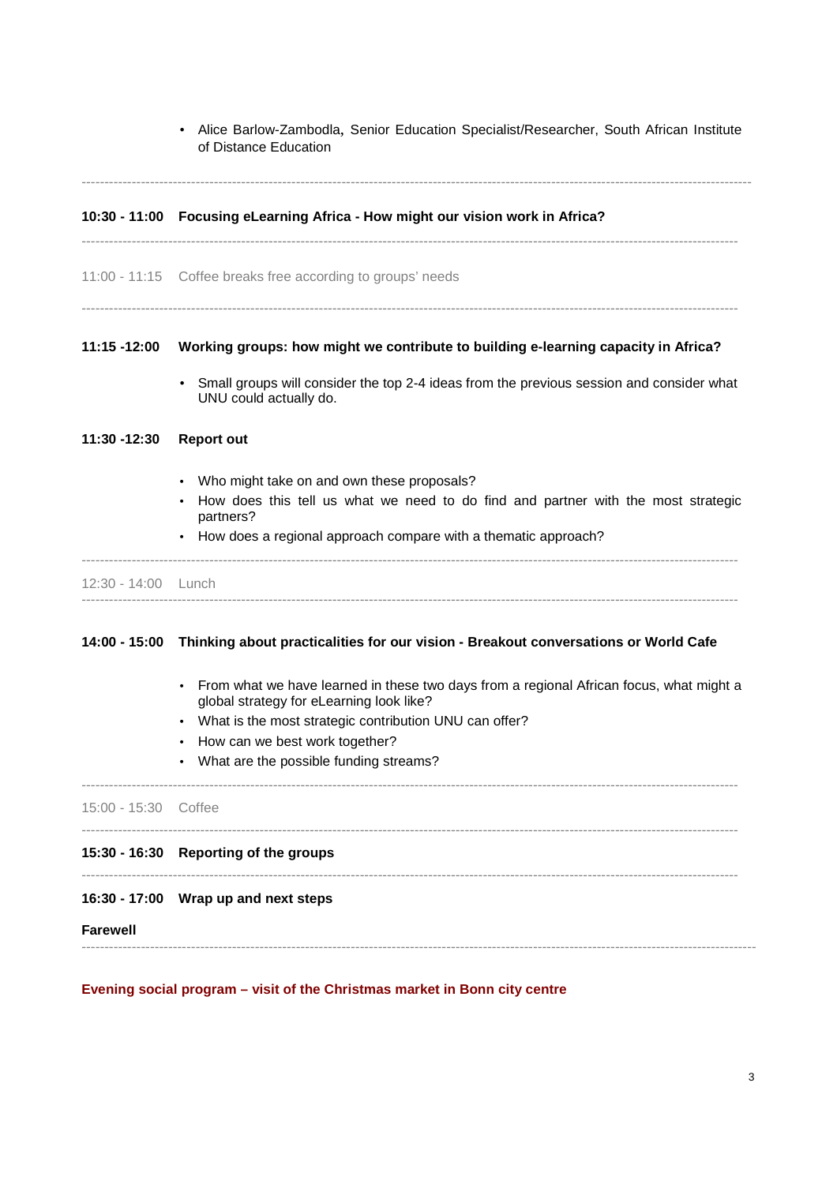- Alice Barlow-Zambodla, Senior Education Specialist/Researcher, South African Institute of Distance Education

---

**10:30 - 11:00 Focusing eLearning Africa - How might our vision work in Africa?**

---

11:00 - 11:15 Coffee breaks free according to groups' needs

---

**11:15 -12:00 Working groups: how might we contribute to building e-learning capacity in Africa?**

- Small groups will consider the top 2-4 ideas from the previous session and consider what UNU could actually do.

**11:30 -12:30 Report out**

- Who might take on and own these proposals?
- How does this tell us what we need to do find and partner with the most strategic partners?
- How does a regional approach compare with a thematic approach?

---

12:30 - 14:00 Lunch

---

**14:00 - 15:00 Thinking about practicalities for our vision - Breakout conversations or World Cafe**

- From what we have learned in these two days from a regional African focus, what might a global strategy for eLearning look like?
- What is the most strategic contribution UNU can offer?
- How can we best work together?
- What are the possible funding streams?

---

15:00 - 15:30 Coffee

---

**15:30 - 16:30 Reporting of the groups**

---

**16:30 - 17:00 Wrap up and next steps**

**Farewell**

---

**Evening social program – visit of the Christmas market in Bonn city centre**